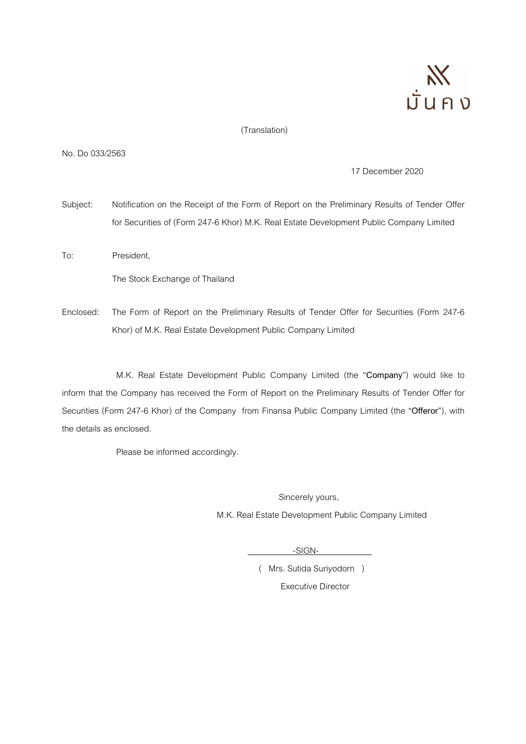มั่นคง

(Translation)

No. Do 033/2563

17 December 2020

Subject: Notification on the Receipt of the Form of Report on the Preliminary Results of Tender Offer for Securities of (Form 247-6 Khor) M.K. Real Estate Development Public Company Limited

To: President,

The Stock Exchange of Thailand

Enclosed: The Form of Report on the Preliminary Results of Tender Offer for Securities (Form 247-6 Khor) of M.K. Real Estate Development Public Company Limited

M.K. Real Estate Development Public Company Limited (the "**Company**") would like to inform that the Company has received the Form of Report on the Preliminary Results of Tender Offer for Securities (Form 247-6 Khor) of the Company from Finansa Public Company Limited (the "**Offeror**"), with the details as enclosed.

Please be informed accordingly.

Sincerely yours,

M.K. Real Estate Development Public Company Limited

-SIGN-

( Mrs. Sutida Suriyodorn )

Executive Director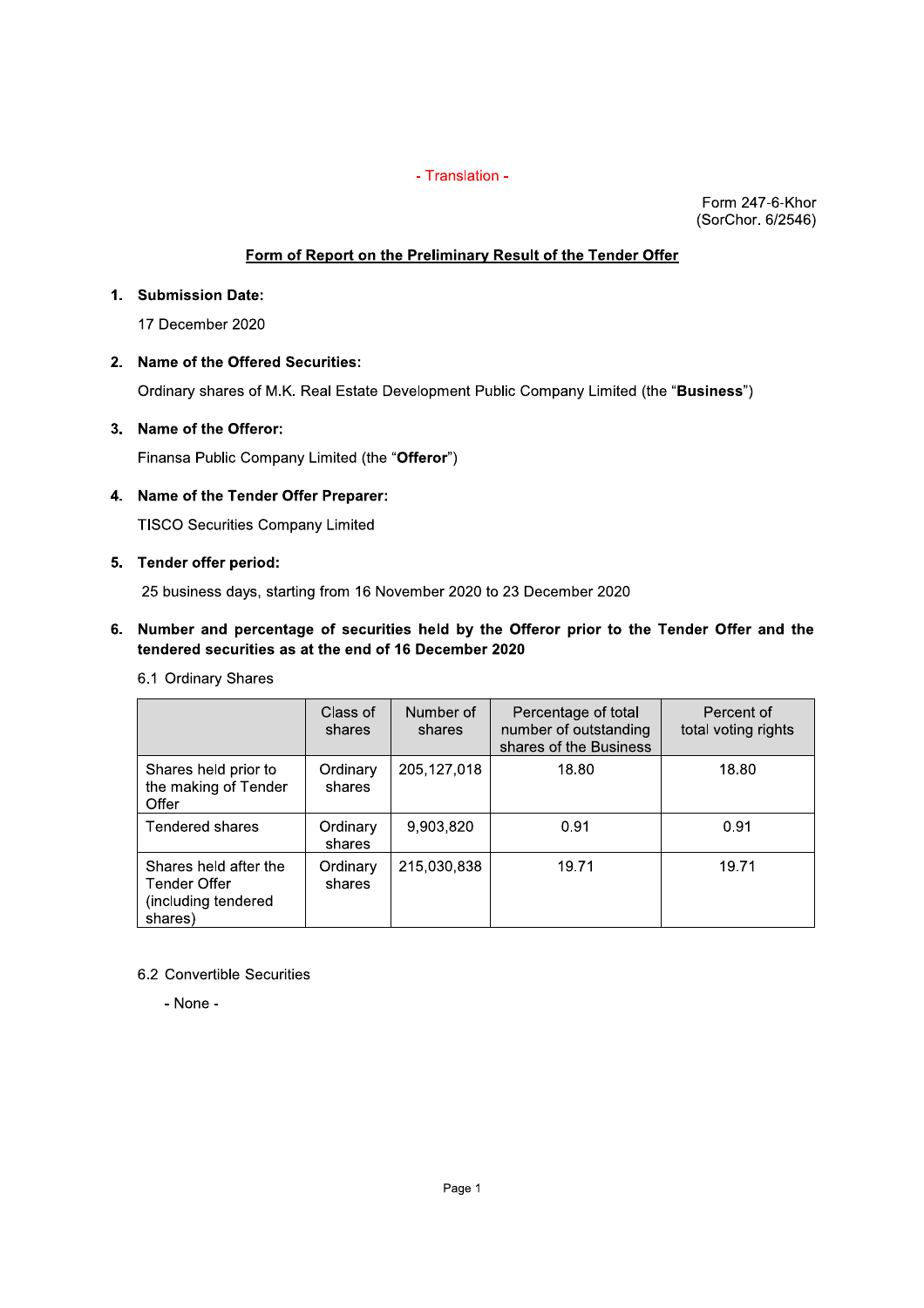- Translation -

Form 247-6-Khor
(SorChor. 6/2546)

**Form of Report on the Preliminary Result of the Tender Offer**

**1. Submission Date:**

17 December 2020

**2. Name of the Offered Securities:**

Ordinary shares of M.K. Real Estate Development Public Company Limited (the "**Business**")

**3. Name of the Offeror:**

Finansa Public Company Limited (the "**Offeror**")

**4. Name of the Tender Offer Preparer:**

TISCO Securities Company Limited

**5. Tender offer period:**

25 business days, starting from 16 November 2020 to 23 December 2020

**6. Number and percentage of securities held by the Offeror prior to the Tender Offer and the tendered securities as at the end of 16 December 2020**

6.1 Ordinary Shares

| | Class of shares | Number of shares | Percentage of total number of outstanding shares of the Business | Percent of total voting rights |
|---|---|---|---|---|
| Shares held prior to the making of Tender Offer | Ordinary shares | 205,127,018 | 18.80 | 18.80 |
| Tendered shares | Ordinary shares | 9,903,820 | 0.91 | 0.91 |
| Shares held after the Tender Offer (including tendered shares) | Ordinary shares | 215,030,838 | 19.71 | 19.71 |

6.2 Convertible Securities

- None -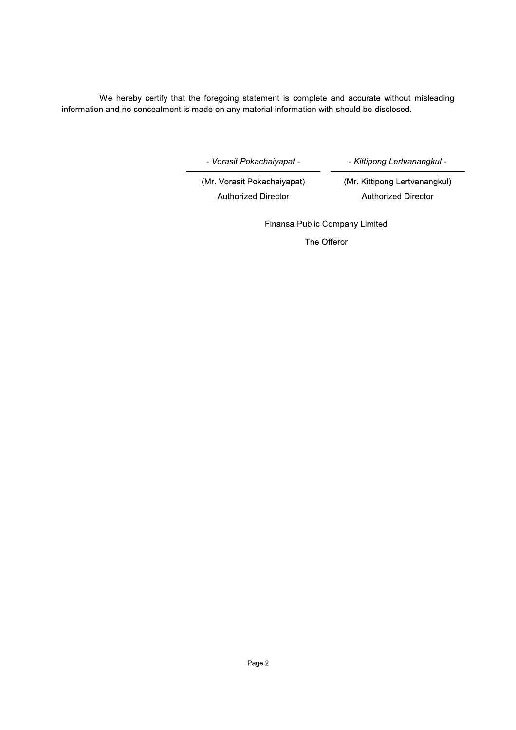We hereby certify that the foregoing statement is complete and accurate without misleading information and no concealment is made on any material information with should be disclosed.

| | |
|---|---|
| *- Vorasit Pokachaiyapat -* | *- Kittipong Lertvanangkul -* |
| (Mr. Vorasit Pokachaiyapat) | (Mr. Kittipong Lertvanangkul) |
| Authorized Director | Authorized Director |

Finansa Public Company Limited

The Offeror